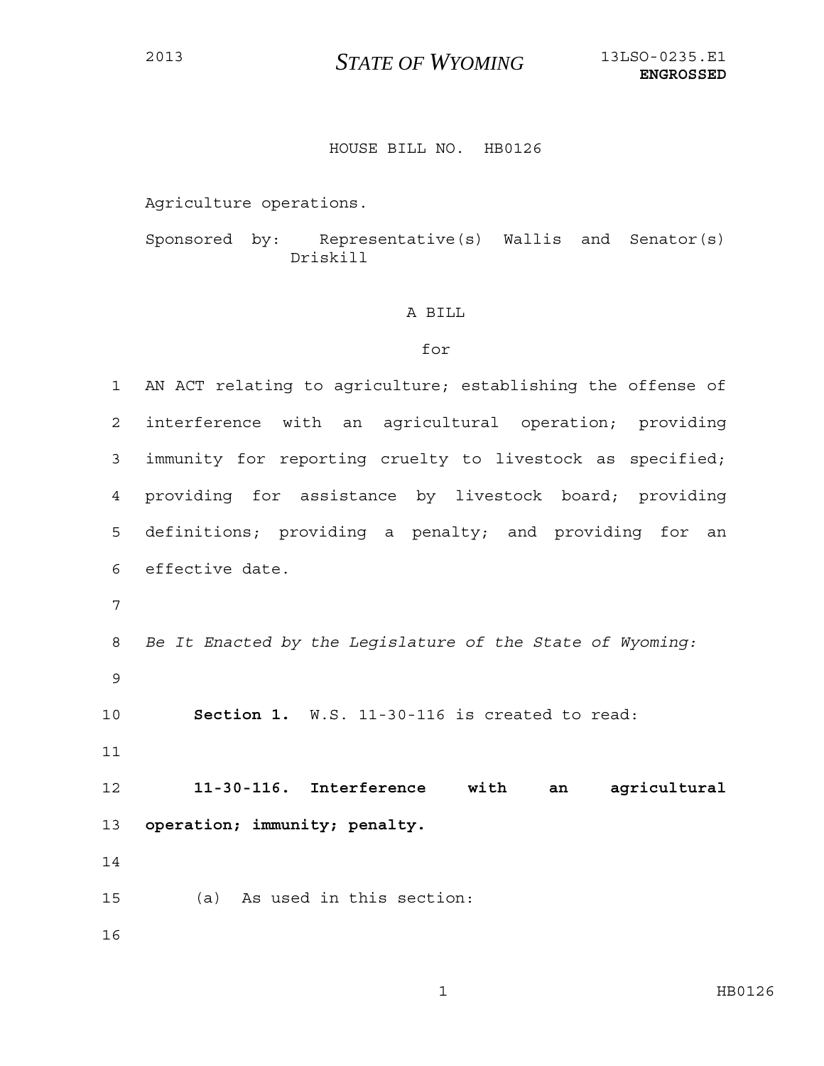2013 **STATE OF WYOMING** 13LSO-0235.E1
**ENGROSSED**

HOUSE BILL NO. HB0126

Agriculture operations.

Sponsored by: Representative(s) Wallis and Senator(s) Driskill

A BILL

for

AN ACT relating to agriculture; establishing the offense of interference with an agricultural operation; providing immunity for reporting cruelty to livestock as specified; providing for assistance by livestock board; providing definitions; providing a penalty; and providing for an effective date.

*Be It Enacted by the Legislature of the State of Wyoming:*

**Section 1.** W.S. 11-30-116 is created to read:

**11-30-116. Interference with an agricultural operation; immunity; penalty.**

(a) As used in this section: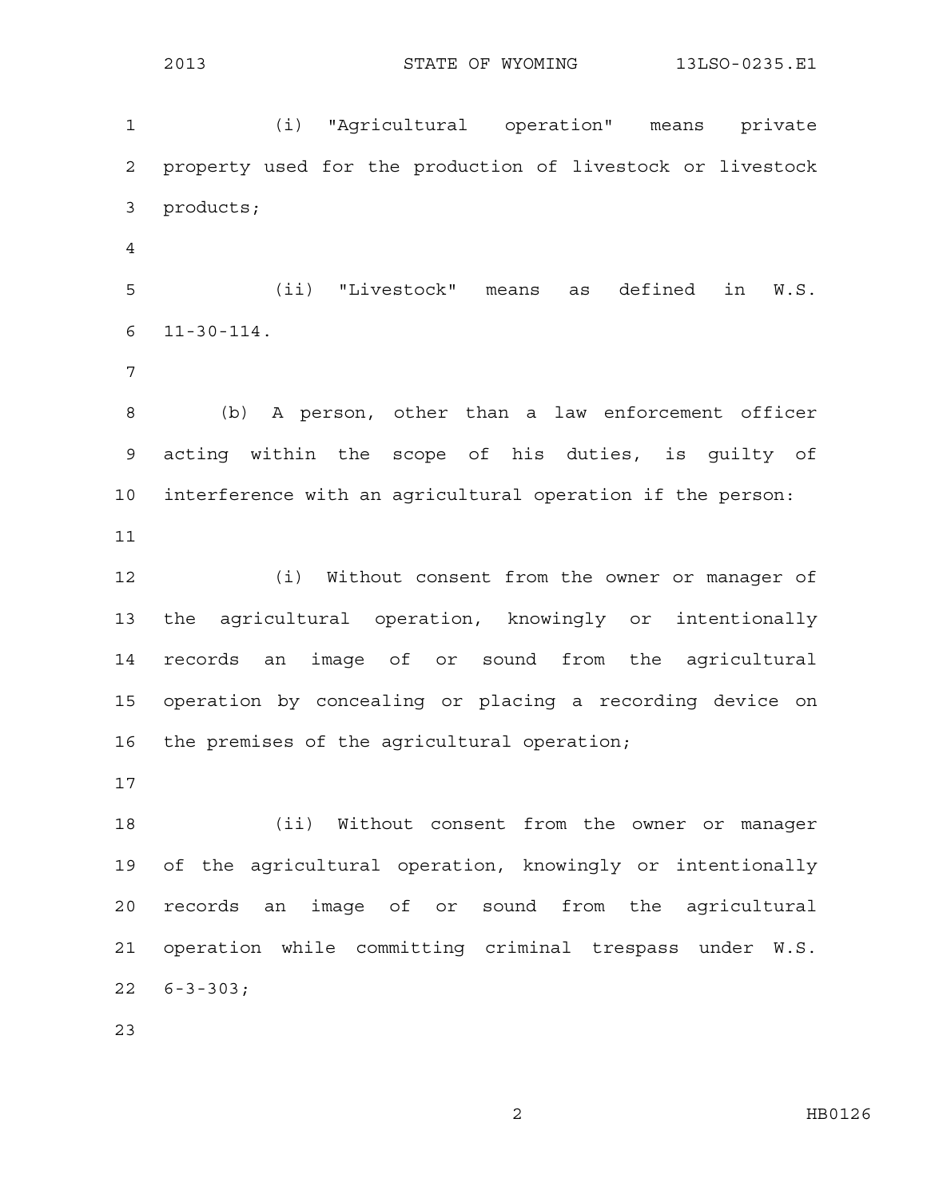(i) "Agricultural operation" means private property used for the production of livestock or livestock products;

(ii) "Livestock" means as defined in W.S. 11-30-114.

(b) A person, other than a law enforcement officer acting within the scope of his duties, is guilty of interference with an agricultural operation if the person:

(i) Without consent from the owner or manager of the agricultural operation, knowingly or intentionally records an image of or sound from the agricultural operation by concealing or placing a recording device on the premises of the agricultural operation;

(ii) Without consent from the owner or manager of the agricultural operation, knowingly or intentionally records an image of or sound from the agricultural operation while committing criminal trespass under W.S. 6-3-303;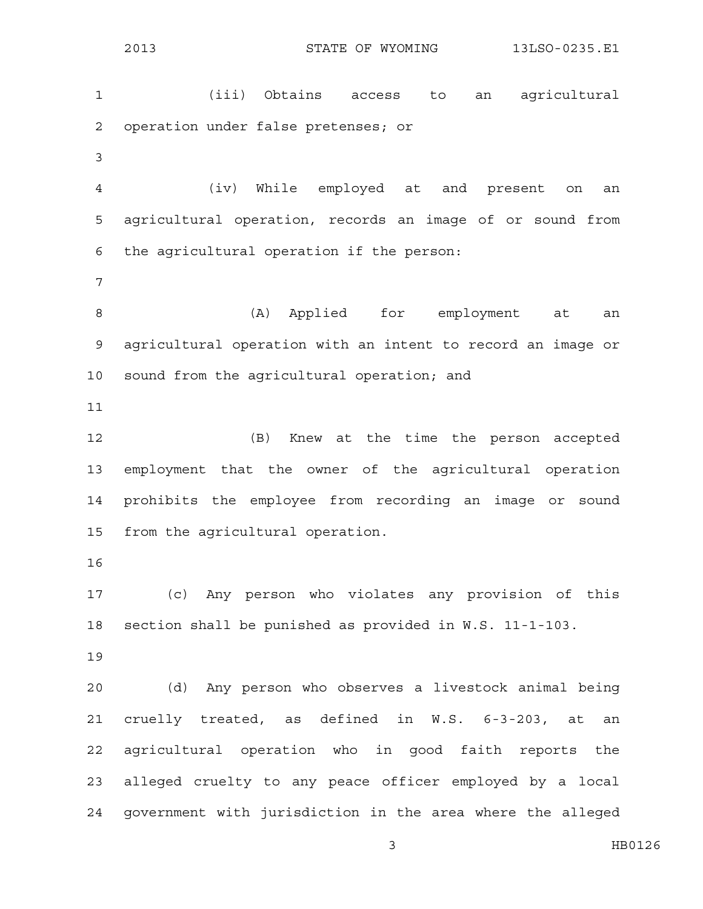(iii) Obtains access to an agricultural operation under false pretenses; or

(iv) While employed at and present on an agricultural operation, records an image of or sound from the agricultural operation if the person:

(A) Applied for employment at an agricultural operation with an intent to record an image or sound from the agricultural operation; and

(B) Knew at the time the person accepted employment that the owner of the agricultural operation prohibits the employee from recording an image or sound from the agricultural operation.

(c) Any person who violates any provision of this section shall be punished as provided in W.S. 11-1-103.

(d) Any person who observes a livestock animal being cruelly treated, as defined in W.S. 6-3-203, at an agricultural operation who in good faith reports the alleged cruelty to any peace officer employed by a local government with jurisdiction in the area where the alleged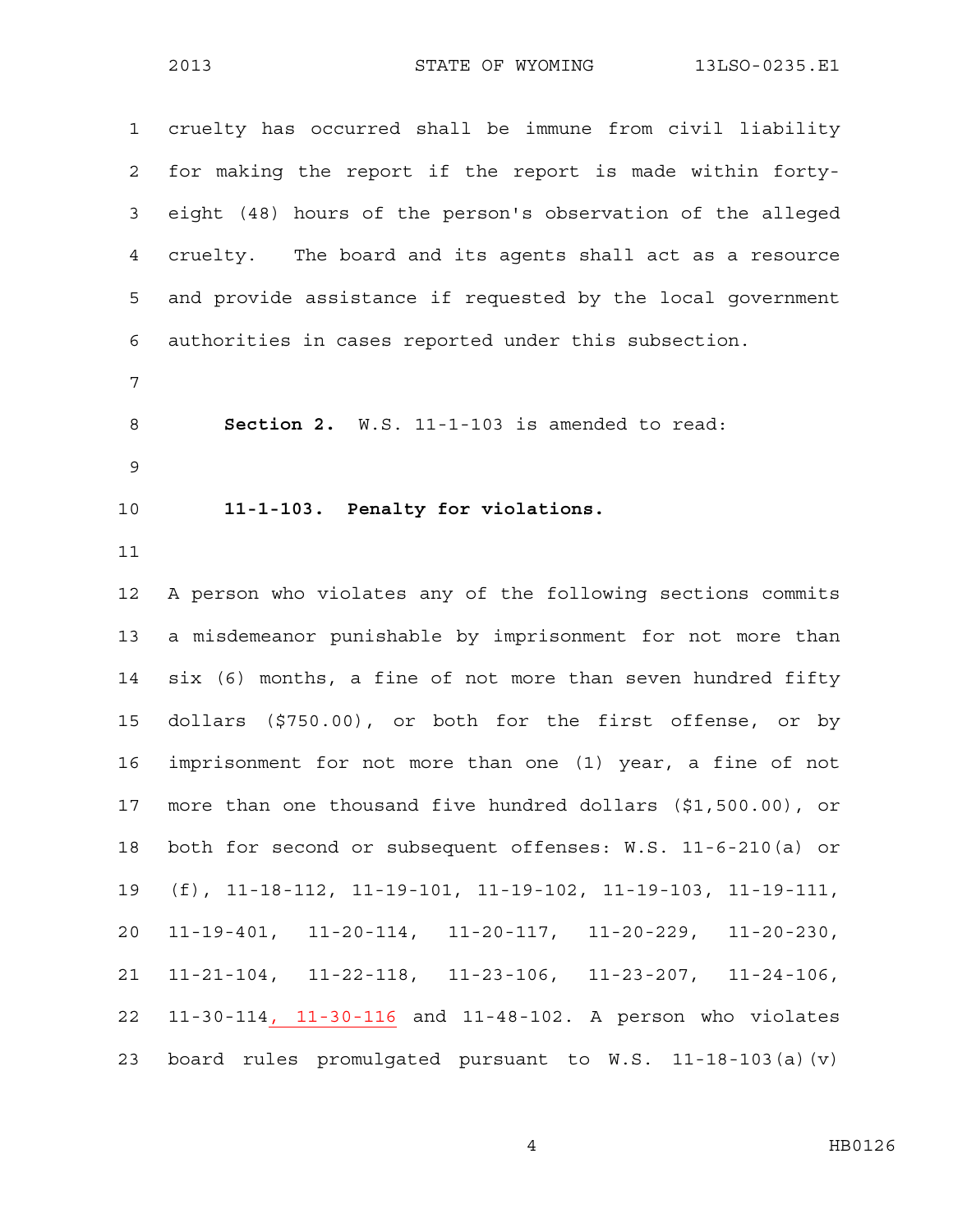cruelty has occurred shall be immune from civil liability for making the report if the report is made within forty-eight (48) hours of the person's observation of the alleged cruelty. The board and its agents shall act as a resource and provide assistance if requested by the local government authorities in cases reported under this subsection.

**Section 2.** W.S. 11-1-103 is amended to read:

**11-1-103. Penalty for violations.**

A person who violates any of the following sections commits a misdemeanor punishable by imprisonment for not more than six (6) months, a fine of not more than seven hundred fifty dollars ($750.00), or both for the first offense, or by imprisonment for not more than one (1) year, a fine of not more than one thousand five hundred dollars ($1,500.00), or both for second or subsequent offenses: W.S. 11-6-210(a) or (f), 11-18-112, 11-19-101, 11-19-102, 11-19-103, 11-19-111, 11-19-401, 11-20-114, 11-20-117, 11-20-229, 11-20-230, 11-21-104, 11-22-118, 11-23-106, 11-23-207, 11-24-106, 11-30-114, 11-30-116 and 11-48-102. A person who violates board rules promulgated pursuant to W.S. 11-18-103(a)(v)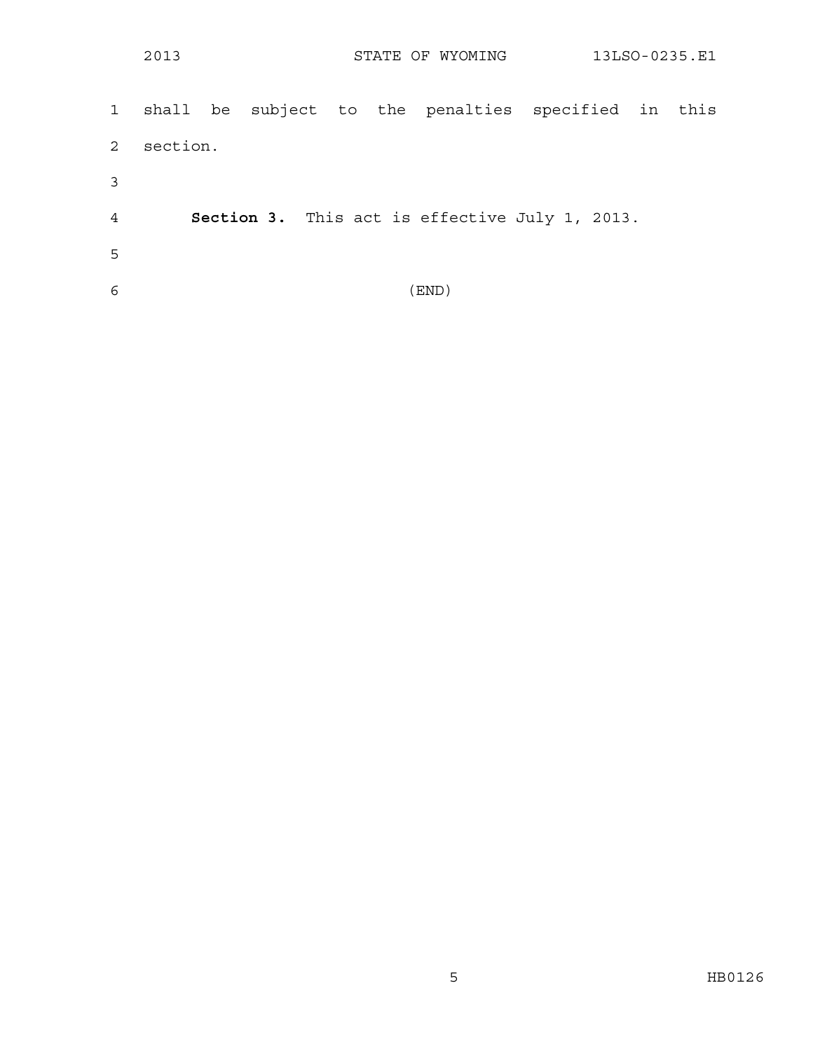shall be subject to the penalties specified in this section.

**Section 3.** This act is effective July 1, 2013.

(END)